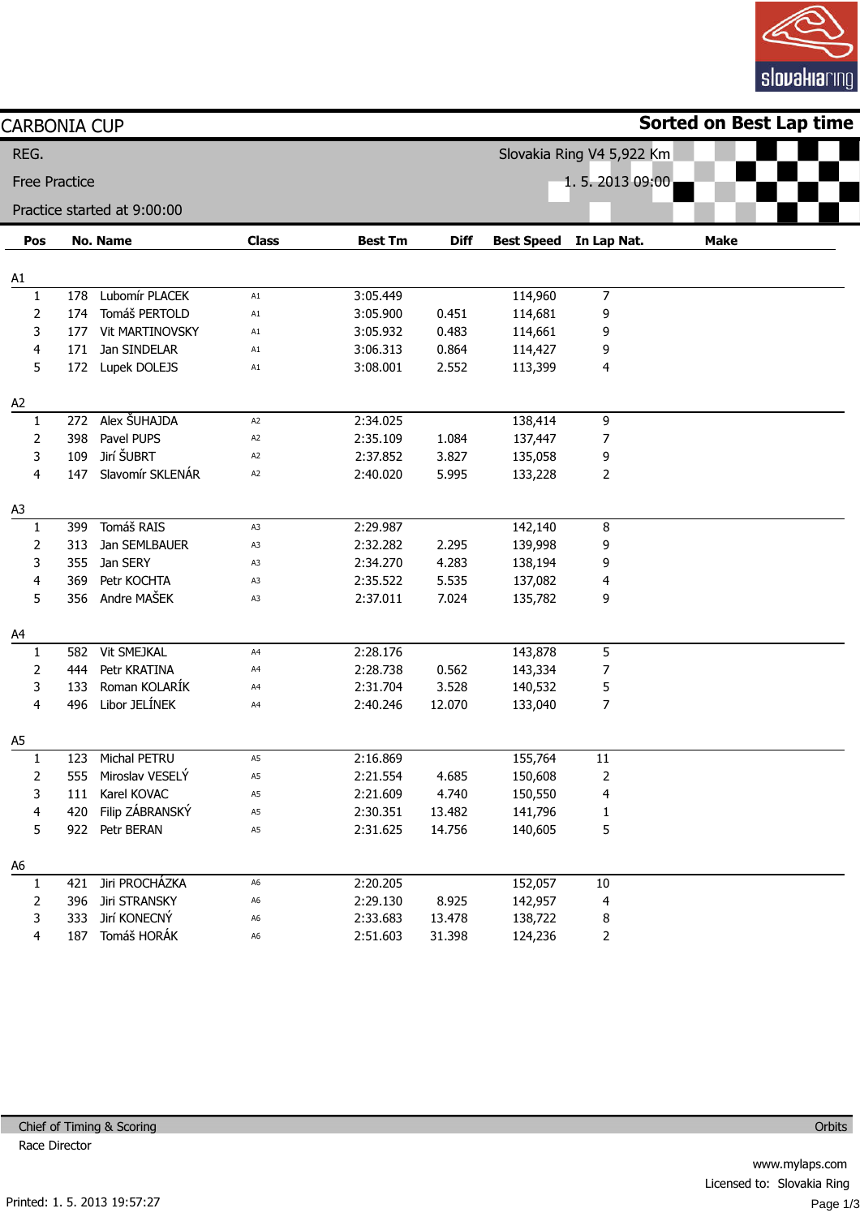# CARBONIA CUP

**Sorted on Best Lap time**

REG.

Free Practice

Practice started at 9:00:00

Slovakia Ring V4 5,922 Km

1. 5. 2013 09:00

| Pos | No. | Name | Class | Best Tm | Diff | Best Speed | In Lap | Nat. | Make |
|---|---|---|---|---|---|---|---|---|---|
| **A1** | | | | | | | | | |
| 1 | 178 | Lubomír PLACEK | A1 | 3:05.449 | | 114,960 | 7 | | |
| 2 | 174 | Tomáš PERTOLD | A1 | 3:05.900 | 0.451 | 114,681 | 9 | | |
| 3 | 177 | Vit MARTINOVSKY | A1 | 3:05.932 | 0.483 | 114,661 | 9 | | |
| 4 | 171 | Jan SINDELAR | A1 | 3:06.313 | 0.864 | 114,427 | 9 | | |
| 5 | 172 | Lupek DOLEJS | A1 | 3:08.001 | 2.552 | 113,399 | 4 | | |
| **A2** | | | | | | | | | |
| 1 | 272 | Alex ŠUHAJDA | A2 | 2:34.025 | | 138,414 | 9 | | |
| 2 | 398 | Pavel PUPS | A2 | 2:35.109 | 1.084 | 137,447 | 7 | | |
| 3 | 109 | Jirí ŠUBRT | A2 | 2:37.852 | 3.827 | 135,058 | 9 | | |
| 4 | 147 | Slavomír SKLENÁR | A2 | 2:40.020 | 5.995 | 133,228 | 2 | | |
| **A3** | | | | | | | | | |
| 1 | 399 | Tomáš RAIS | A3 | 2:29.987 | | 142,140 | 8 | | |
| 2 | 313 | Jan SEMLBAUER | A3 | 2:32.282 | 2.295 | 139,998 | 9 | | |
| 3 | 355 | Jan SERY | A3 | 2:34.270 | 4.283 | 138,194 | 9 | | |
| 4 | 369 | Petr KOCHTA | A3 | 2:35.522 | 5.535 | 137,082 | 4 | | |
| 5 | 356 | Andre MAŠEK | A3 | 2:37.011 | 7.024 | 135,782 | 9 | | |
| **A4** | | | | | | | | | |
| 1 | 582 | Vit SMEJKAL | A4 | 2:28.176 | | 143,878 | 5 | | |
| 2 | 444 | Petr KRATINA | A4 | 2:28.738 | 0.562 | 143,334 | 7 | | |
| 3 | 133 | Roman KOLARÍK | A4 | 2:31.704 | 3.528 | 140,532 | 5 | | |
| 4 | 496 | Libor JELÍNEK | A4 | 2:40.246 | 12.070 | 133,040 | 7 | | |
| **A5** | | | | | | | | | |
| 1 | 123 | Michal PETRU | A5 | 2:16.869 | | 155,764 | 11 | | |
| 2 | 555 | Miroslav VESELÝ | A5 | 2:21.554 | 4.685 | 150,608 | 2 | | |
| 3 | 111 | Karel KOVAC | A5 | 2:21.609 | 4.740 | 150,550 | 4 | | |
| 4 | 420 | Filip ZÁBRANSKÝ | A5 | 2:30.351 | 13.482 | 141,796 | 1 | | |
| 5 | 922 | Petr BERAN | A5 | 2:31.625 | 14.756 | 140,605 | 5 | | |
| **A6** | | | | | | | | | |
| 1 | 421 | Jiri PROCHÁZKA | A6 | 2:20.205 | | 152,057 | 10 | | |
| 2 | 396 | Jiri STRANSKY | A6 | 2:29.130 | 8.925 | 142,957 | 4 | | |
| 3 | 333 | Jirí KONECNÝ | A6 | 2:33.683 | 13.478 | 138,722 | 8 | | |
| 4 | 187 | Tomáš HORÁK | A6 | 2:51.603 | 31.398 | 124,236 | 2 | | |

Chief of Timing & Scoring

Race Director

Orbits

www.mylaps.com

Licensed to: Slovakia Ring

Printed: 1. 5. 2013 19:57:27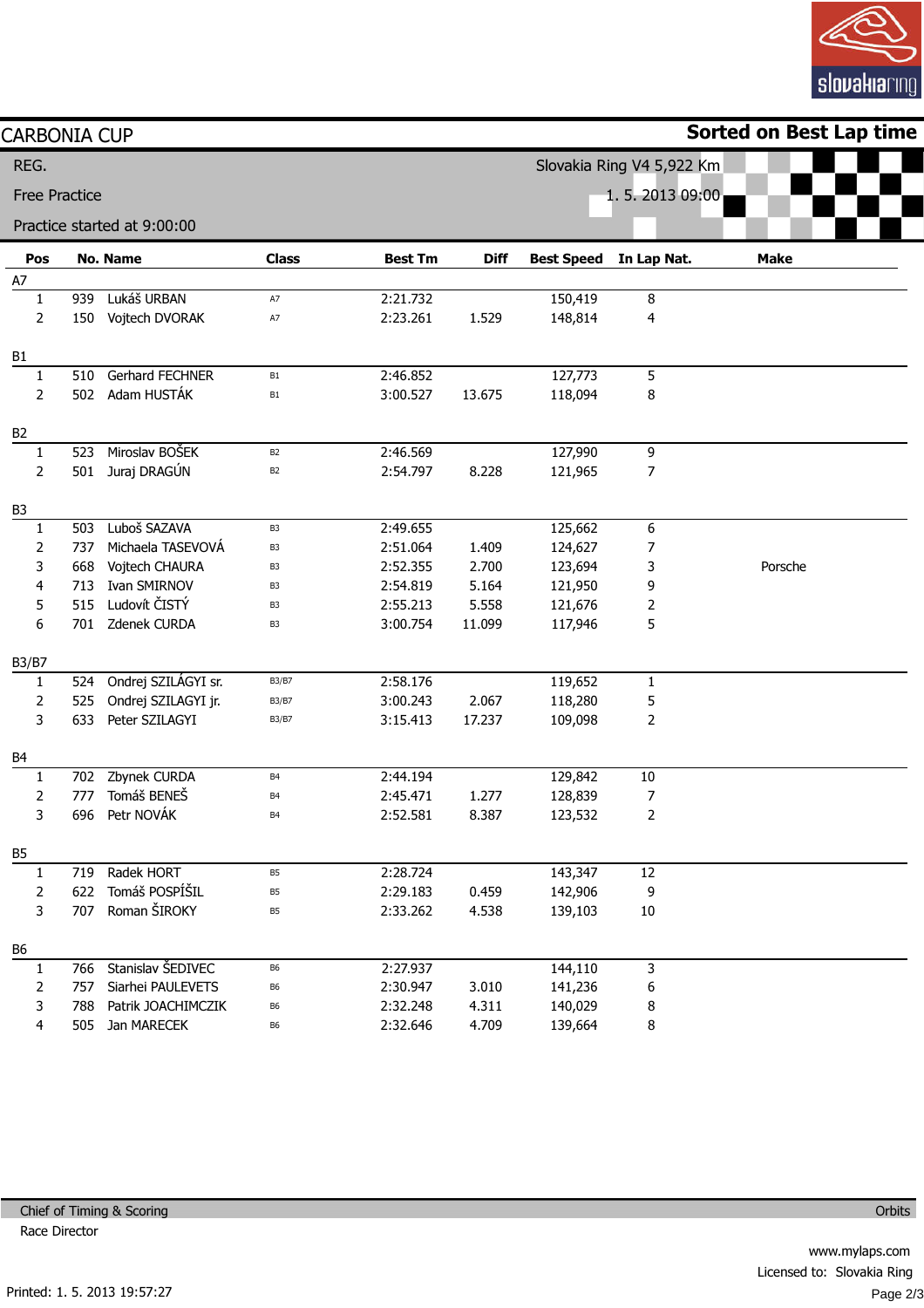# CARBONIA CUP

**Sorted on Best Lap time**

REG.

Free Practice

Practice started at 9:00:00

Slovakia Ring V4 5,922 Km

1. 5. 2013 09:00

| Pos | No. | Name | Class | Best Tm | Diff | Best Speed | In Lap | Nat. | Make |
|---|---|---|---|---|---|---|---|---|---|
| **A7** | | | | | | | | | |
| 1 | 939 | Lukáš URBAN | A7 | 2:21.732 | | 150,419 | 8 | | |
| 2 | 150 | Vojtech DVORAK | A7 | 2:23.261 | 1.529 | 148,814 | 4 | | |
| **B1** | | | | | | | | | |
| 1 | 510 | Gerhard FECHNER | B1 | 2:46.852 | | 127,773 | 5 | | |
| 2 | 502 | Adam HUSTÁK | B1 | 3:00.527 | 13.675 | 118,094 | 8 | | |
| **B2** | | | | | | | | | |
| 1 | 523 | Miroslav BOŠEK | B2 | 2:46.569 | | 127,990 | 9 | | |
| 2 | 501 | Juraj DRAGÚN | B2 | 2:54.797 | 8.228 | 121,965 | 7 | | |
| **B3** | | | | | | | | | |
| 1 | 503 | Luboš SAZAVA | B3 | 2:49.655 | | 125,662 | 6 | | |
| 2 | 737 | Michaela TASEVOVÁ | B3 | 2:51.064 | 1.409 | 124,627 | 7 | | |
| 3 | 668 | Vojtech CHAURA | B3 | 2:52.355 | 2.700 | 123,694 | 3 | | Porsche |
| 4 | 713 | Ivan SMIRNOV | B3 | 2:54.819 | 5.164 | 121,950 | 9 | | |
| 5 | 515 | Ludovít ČISTÝ | B3 | 2:55.213 | 5.558 | 121,676 | 2 | | |
| 6 | 701 | Zdenek CURDA | B3 | 3:00.754 | 11.099 | 117,946 | 5 | | |
| **B3/B7** | | | | | | | | | |
| 1 | 524 | Ondrej SZILÁGYI sr. | B3/B7 | 2:58.176 | | 119,652 | 1 | | |
| 2 | 525 | Ondrej SZILAGYI jr. | B3/B7 | 3:00.243 | 2.067 | 118,280 | 5 | | |
| 3 | 633 | Peter SZILAGYI | B3/B7 | 3:15.413 | 17.237 | 109,098 | 2 | | |
| **B4** | | | | | | | | | |
| 1 | 702 | Zbynek CURDA | B4 | 2:44.194 | | 129,842 | 10 | | |
| 2 | 777 | Tomáš BENEŠ | B4 | 2:45.471 | 1.277 | 128,839 | 7 | | |
| 3 | 696 | Petr NOVÁK | B4 | 2:52.581 | 8.387 | 123,532 | 2 | | |
| **B5** | | | | | | | | | |
| 1 | 719 | Radek HORT | B5 | 2:28.724 | | 143,347 | 12 | | |
| 2 | 622 | Tomáš POSPÍŠIL | B5 | 2:29.183 | 0.459 | 142,906 | 9 | | |
| 3 | 707 | Roman ŠIROKY | B5 | 2:33.262 | 4.538 | 139,103 | 10 | | |
| **B6** | | | | | | | | | |
| 1 | 766 | Stanislav ŠEDIVEC | B6 | 2:27.937 | | 144,110 | 3 | | |
| 2 | 757 | Siarhei PAULEVETS | B6 | 2:30.947 | 3.010 | 141,236 | 6 | | |
| 3 | 788 | Patrik JOACHIMCZIK | B6 | 2:32.248 | 4.311 | 140,029 | 8 | | |
| 4 | 505 | Jan MARECEK | B6 | 2:32.646 | 4.709 | 139,664 | 8 | | |

Chief of Timing & Scoring

Race Director

Orbits

www.mylaps.com

Licensed to: Slovakia Ring

Printed: 1. 5. 2013 19:57:27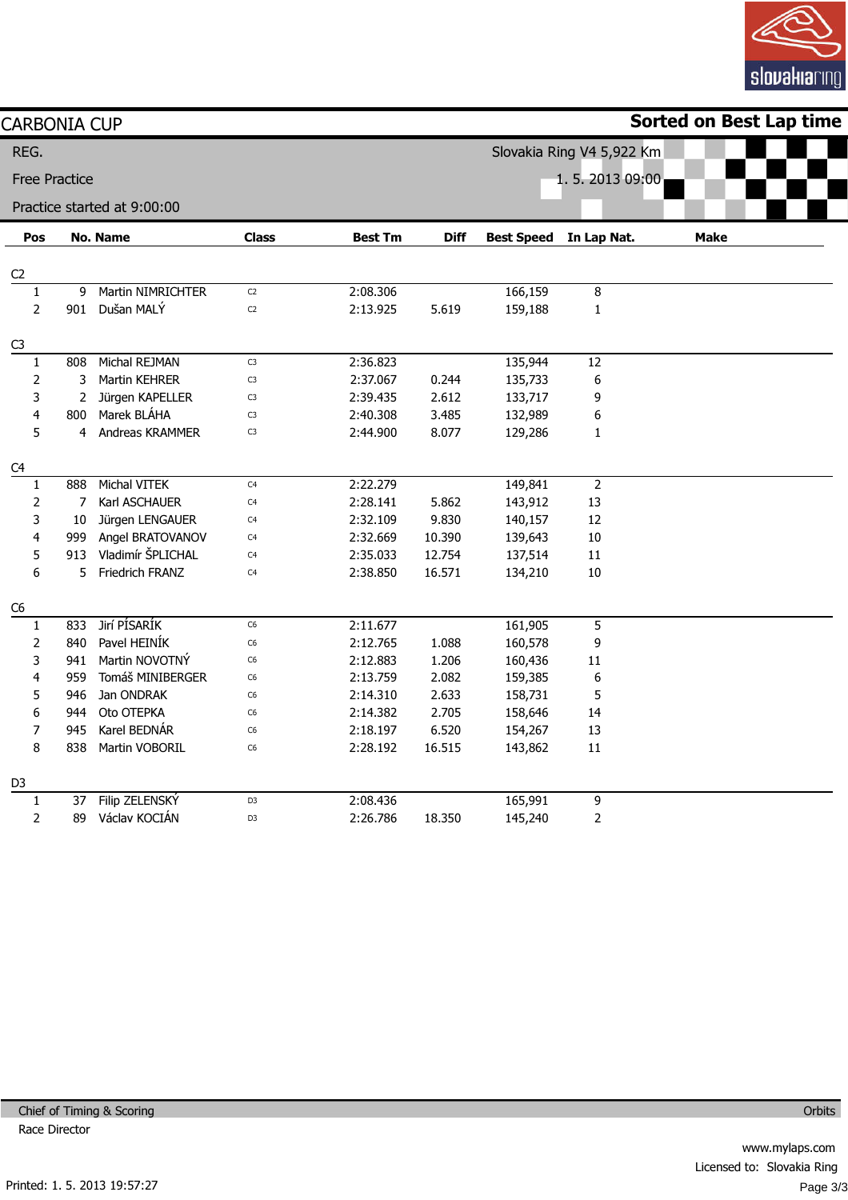# CARBONIA CUP

**Sorted on Best Lap time**

REG.

Free Practice

Practice started at 9:00:00

Slovakia Ring V4 5,922 Km

1. 5. 2013 09:00

| Pos | No. | Name | Class | Best Tm | Diff | Best Speed | In Lap | Nat. | Make |
|---|---|---|---|---|---|---|---|---|---|
| **C2** | | | | | | | | | |
| 1 | 9 | Martin NIMRICHTER | C2 | 2:08.306 | | 166,159 | 8 | | |
| 2 | 901 | Dušan MALÝ | C2 | 2:13.925 | 5.619 | 159,188 | 1 | | |
| **C3** | | | | | | | | | |
| 1 | 808 | Michal REJMAN | C3 | 2:36.823 | | 135,944 | 12 | | |
| 2 | 3 | Martin KEHRER | C3 | 2:37.067 | 0.244 | 135,733 | 6 | | |
| 3 | 2 | Jürgen KAPELLER | C3 | 2:39.435 | 2.612 | 133,717 | 9 | | |
| 4 | 800 | Marek BLÁHA | C3 | 2:40.308 | 3.485 | 132,989 | 6 | | |
| 5 | 4 | Andreas KRAMMER | C3 | 2:44.900 | 8.077 | 129,286 | 1 | | |
| **C4** | | | | | | | | | |
| 1 | 888 | Michal VITEK | C4 | 2:22.279 | | 149,841 | 2 | | |
| 2 | 7 | Karl ASCHAUER | C4 | 2:28.141 | 5.862 | 143,912 | 13 | | |
| 3 | 10 | Jürgen LENGAUER | C4 | 2:32.109 | 9.830 | 140,157 | 12 | | |
| 4 | 999 | Angel BRATOVANOV | C4 | 2:32.669 | 10.390 | 139,643 | 10 | | |
| 5 | 913 | Vladimír ŠPLICHAL | C4 | 2:35.033 | 12.754 | 137,514 | 11 | | |
| 6 | 5 | Friedrich FRANZ | C4 | 2:38.850 | 16.571 | 134,210 | 10 | | |
| **C6** | | | | | | | | | |
| 1 | 833 | Jirí PÍSARÍK | C6 | 2:11.677 | | 161,905 | 5 | | |
| 2 | 840 | Pavel HEINÍK | C6 | 2:12.765 | 1.088 | 160,578 | 9 | | |
| 3 | 941 | Martin NOVOTNÝ | C6 | 2:12.883 | 1.206 | 160,436 | 11 | | |
| 4 | 959 | Tomáš MINIBERGER | C6 | 2:13.759 | 2.082 | 159,385 | 6 | | |
| 5 | 946 | Jan ONDRAK | C6 | 2:14.310 | 2.633 | 158,731 | 5 | | |
| 6 | 944 | Oto OTEPKA | C6 | 2:14.382 | 2.705 | 158,646 | 14 | | |
| 7 | 945 | Karel BEDNÁR | C6 | 2:18.197 | 6.520 | 154,267 | 13 | | |
| 8 | 838 | Martin VOBORIL | C6 | 2:28.192 | 16.515 | 143,862 | 11 | | |
| **D3** | | | | | | | | | |
| 1 | 37 | Filip ZELENSKÝ | D3 | 2:08.436 | | 165,991 | 9 | | |
| 2 | 89 | Václav KOCIÁN | D3 | 2:26.786 | 18.350 | 145,240 | 2 | | |

Chief of Timing & Scoring

Race Director

Orbits

www.mylaps.com

Licensed to: Slovakia Ring

Printed: 1. 5. 2013 19:57:27